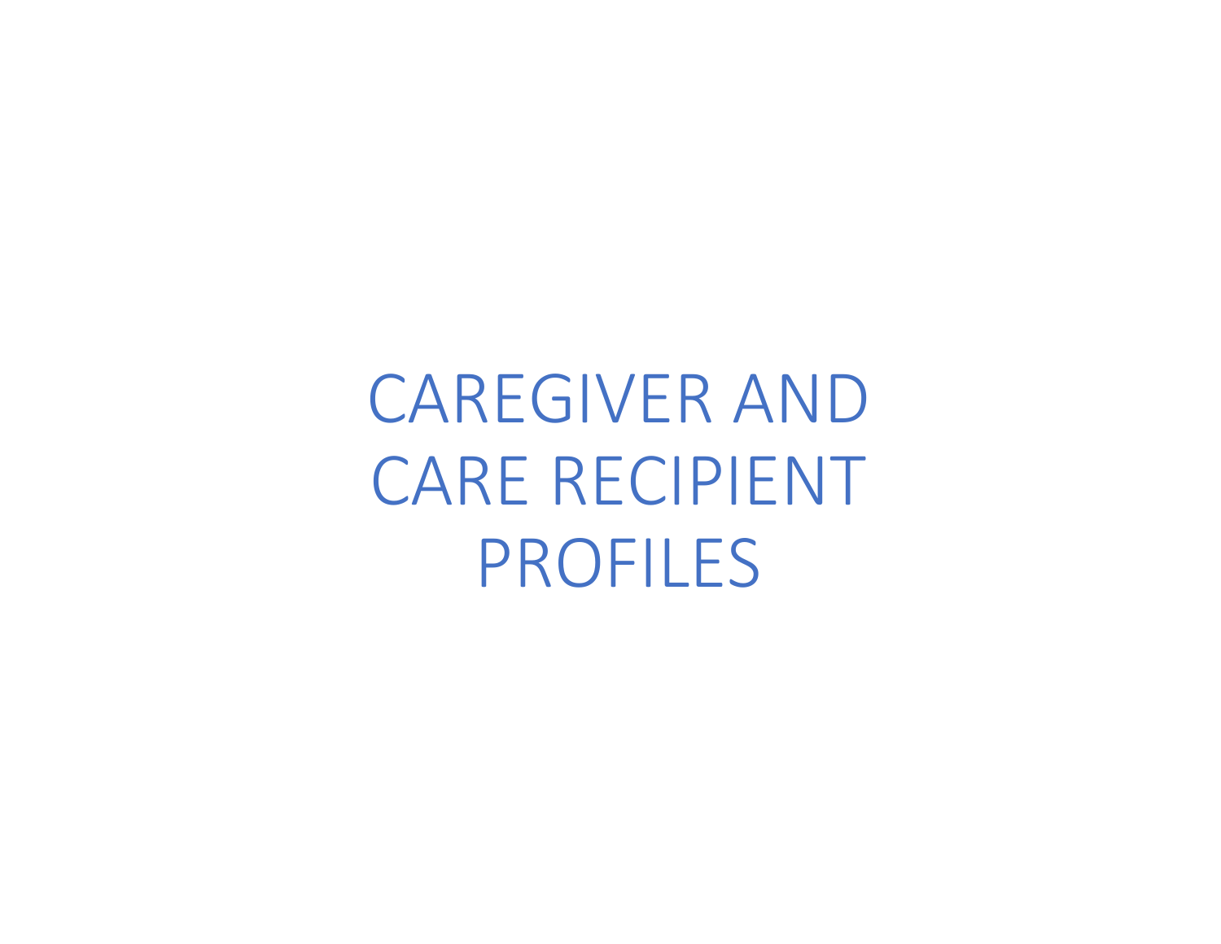# CAREGIVER AND CARE RECIPIENT PROFILES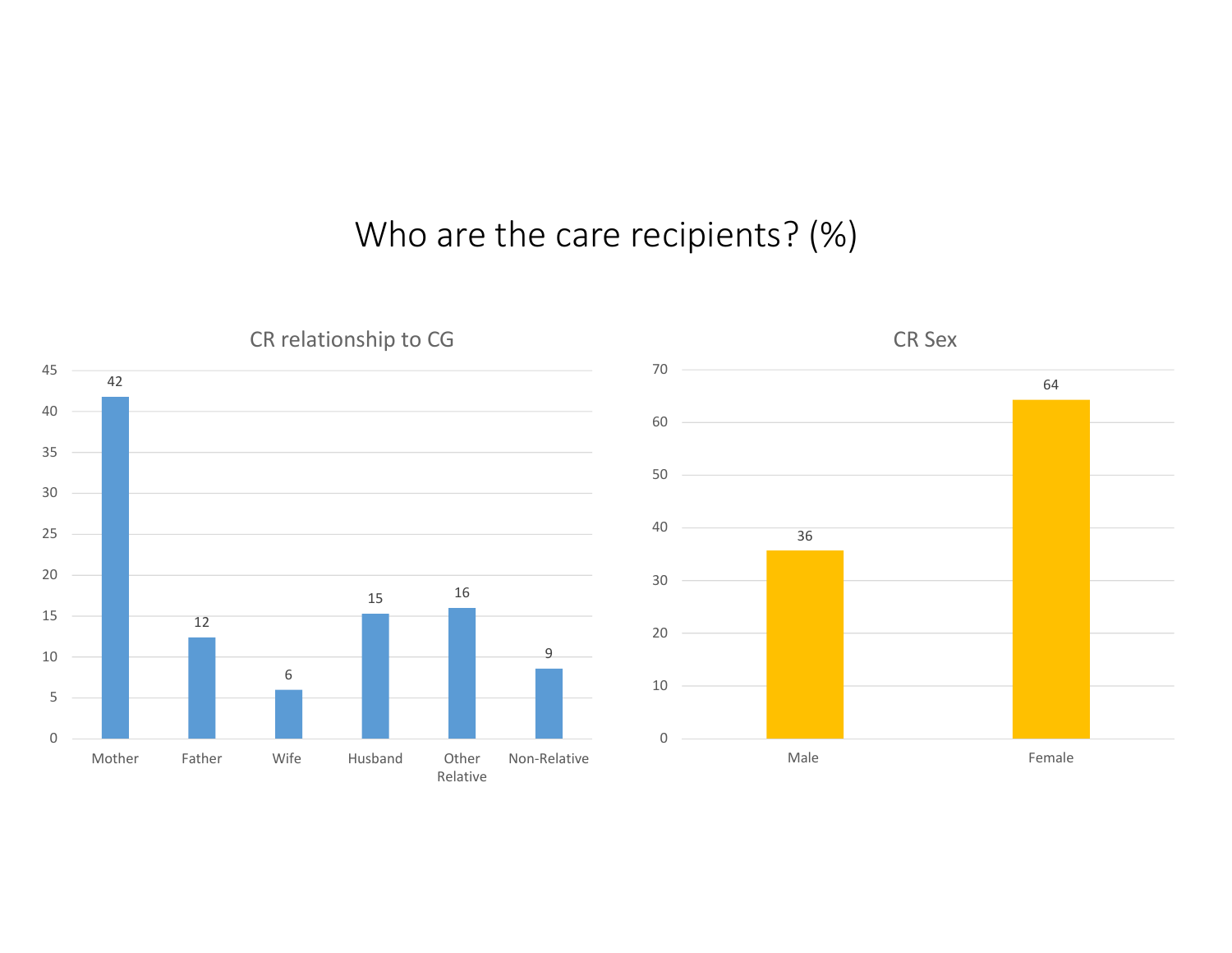# Who are the care recipients? (%)

## CR relationship to CG

| Mother | Father | Wife | Husband | Other Relative | Non-Relative |
|---|---|---|---|---|---|
| 42 | 12 | 6 | 15 | 16 | 9 |

## CR Sex

| Male | Female |
|---|---|
| 36 | 64 |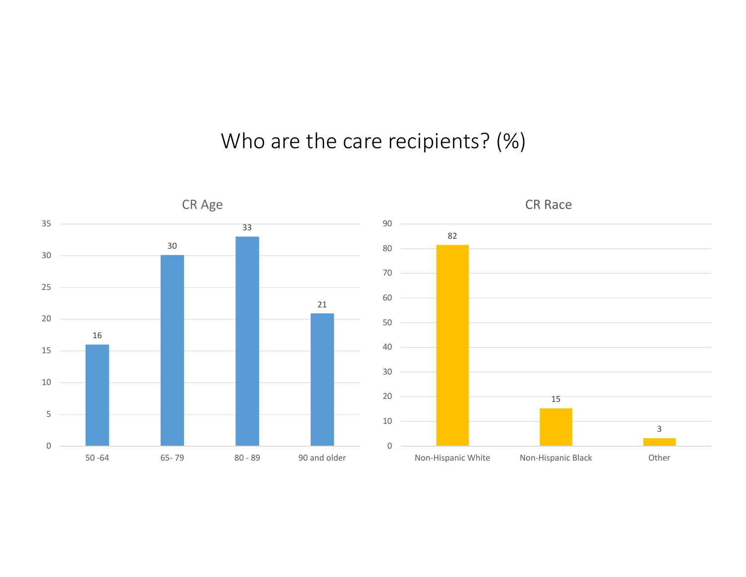# Who are the care recipients? (%)

## CR Age

| Age | % |
| --- | --- |
| 50 -64 | 16 |
| 65- 79 | 30 |
| 80 - 89 | 33 |
| 90 and older | 21 |

## CR Race

| Race | % |
| --- | --- |
| Non-Hispanic White | 82 |
| Non-Hispanic Black | 15 |
| Other | 3 |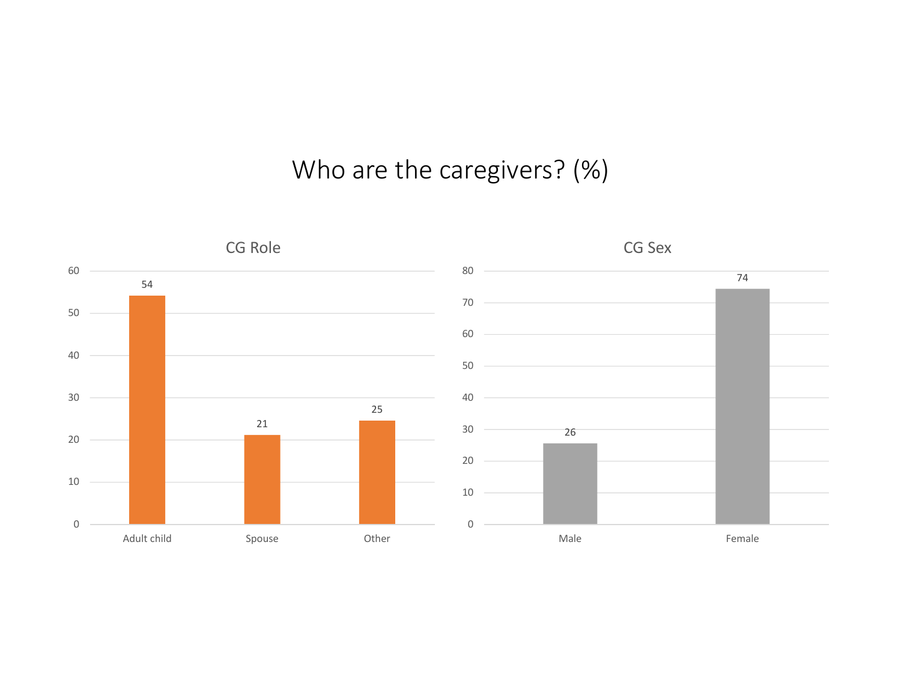# Who are the caregivers? (%)

## CG Role

| Role | % |
|---|---|
| Adult child | 54 |
| Spouse | 21 |
| Other | 25 |

## CG Sex

| Sex | % |
|---|---|
| Male | 26 |
| Female | 74 |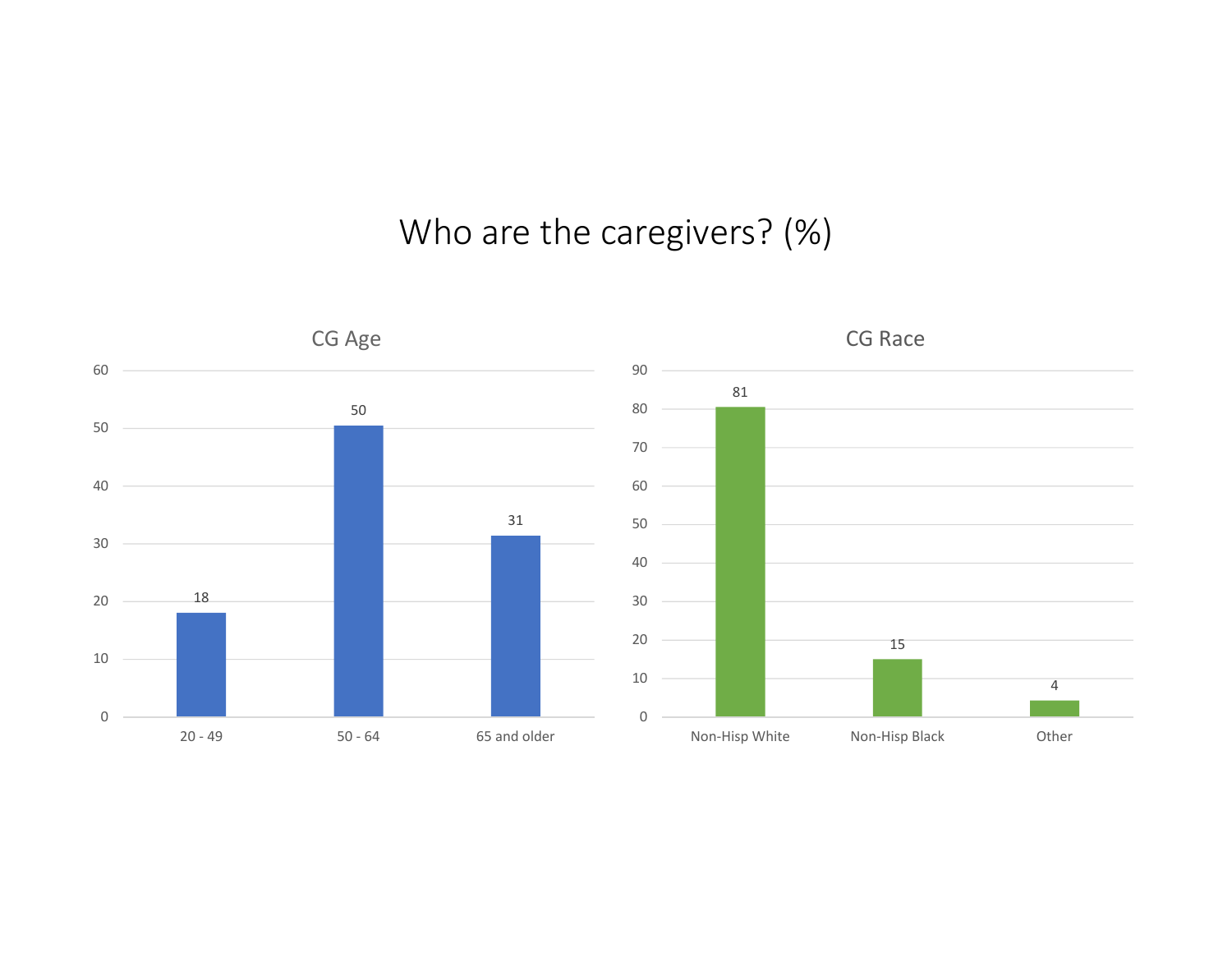# Who are the caregivers? (%)

## CG Age

| CG Age | % |
|---|---|
| 20 - 49 | 18 |
| 50 - 64 | 50 |
| 65 and older | 31 |

## CG Race

| CG Race | % |
|---|---|
| Non-Hisp White | 81 |
| Non-Hisp Black | 15 |
| Other | 4 |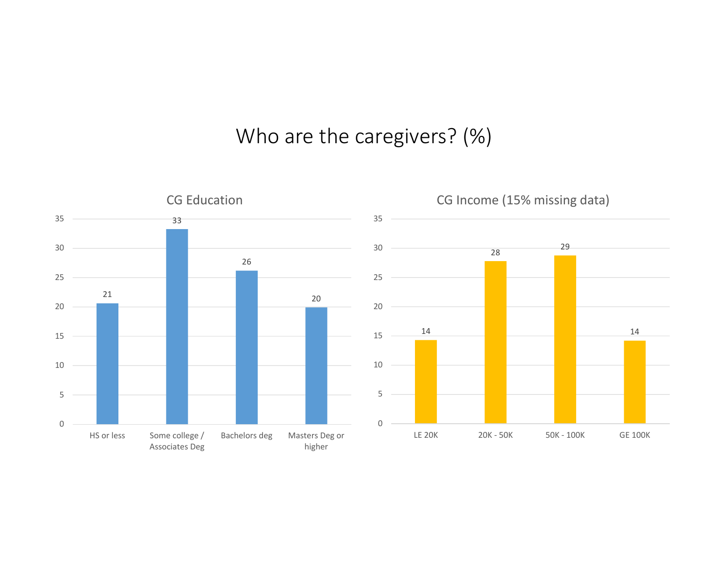# Who are the caregivers? (%)

CG Education

35
30
25
20
15
10
5
0

21
33
26
20

HS or less
Some college / Associates Deg
Bachelors deg
Masters Deg or higher

CG Income (15% missing data)

35
30
25
20
15
10
5
0

14
28
29
14

LE 20K
20K - 50K
50K - 100K
GE 100K